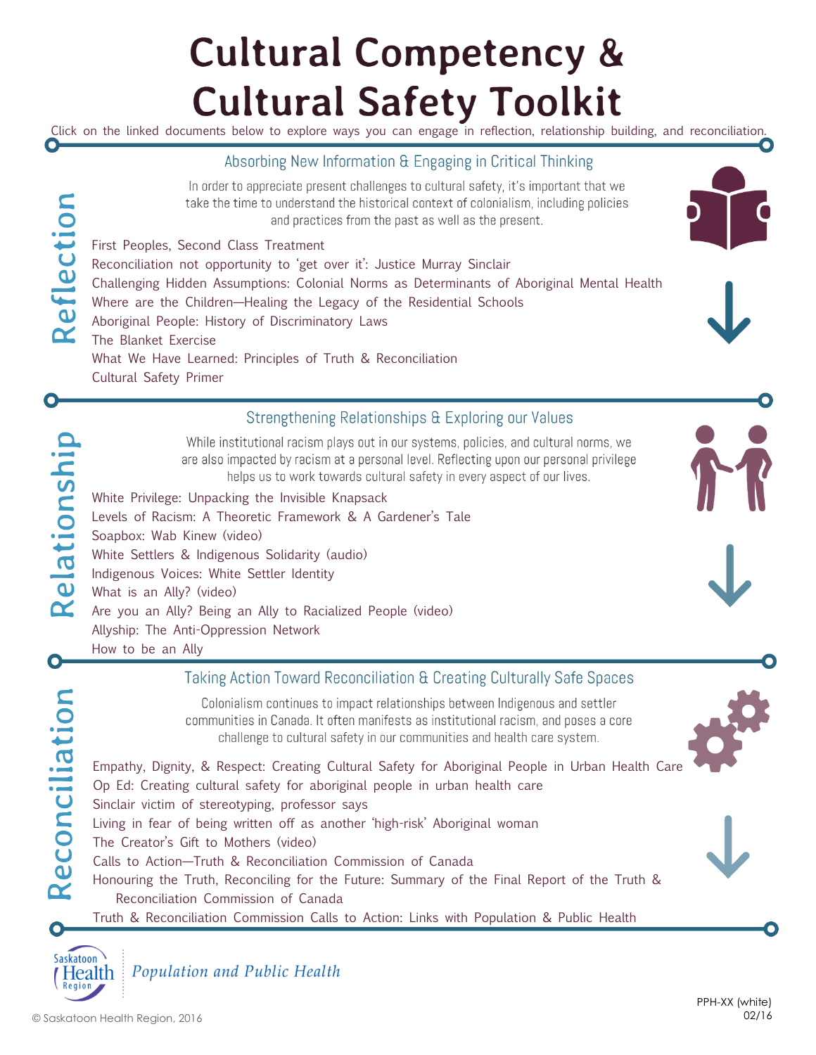# Cultural Competency & Cultural Safety Toolkit

Click on the linked documents below to explore ways you can engage in reflection, relationship building, and reconciliation.

## Reflection

### Absorbing New Information & Engaging in Critical Thinking

In order to appreciate present challenges to cultural safety, it's important that we take the time to understand the historical context of colonialism, including policies and practices from the past as well as the present.

- First Peoples, Second Class Treatment
- Reconciliation not opportunity to 'get over it': Justice Murray Sinclair
- Challenging Hidden Assumptions: Colonial Norms as Determinants of Aboriginal Mental Health
- Where are the Children—Healing the Legacy of the Residential Schools
- Aboriginal People: History of Discriminatory Laws
- The Blanket Exercise
- What We Have Learned: Principles of Truth & Reconciliation
- Cultural Safety Primer

## Relationship

### Strengthening Relationships & Exploring our Values

While institutional racism plays out in our systems, policies, and cultural norms, we are also impacted by racism at a personal level. Reflecting upon our personal privilege helps us to work towards cultural safety in every aspect of our lives.

- White Privilege: Unpacking the Invisible Knapsack
- Levels of Racism: A Theoretic Framework & A Gardener's Tale
- Soapbox: Wab Kinew (video)
- White Settlers & Indigenous Solidarity (audio)
- Indigenous Voices: White Settler Identity
- What is an Ally? (video)
- Are you an Ally? Being an Ally to Racialized People (video)
- Allyship: The Anti-Oppression Network
- How to be an Ally

## Reconciliation

### Taking Action Toward Reconciliation & Creating Culturally Safe Spaces

Colonialism continues to impact relationships between Indigenous and settler communities in Canada. It often manifests as institutional racism, and poses a core challenge to cultural safety in our communities and health care system.

- Empathy, Dignity, & Respect: Creating Cultural Safety for Aboriginal People in Urban Health Care
- Op Ed: Creating cultural safety for aboriginal people in urban health care
- Sinclair victim of stereotyping, professor says
- Living in fear of being written off as another 'high-risk' Aboriginal woman
- The Creator's Gift to Mothers (video)
- Calls to Action—Truth & Reconciliation Commission of Canada
- Honouring the Truth, Reconciling for the Future: Summary of the Final Report of the Truth & Reconciliation Commission of Canada
- Truth & Reconciliation Commission Calls to Action: Links with Population & Public Health

Saskatoon Health Region | *Population and Public Health*

© Saskatoon Health Region, 2016

PPH-XX (white)
02/16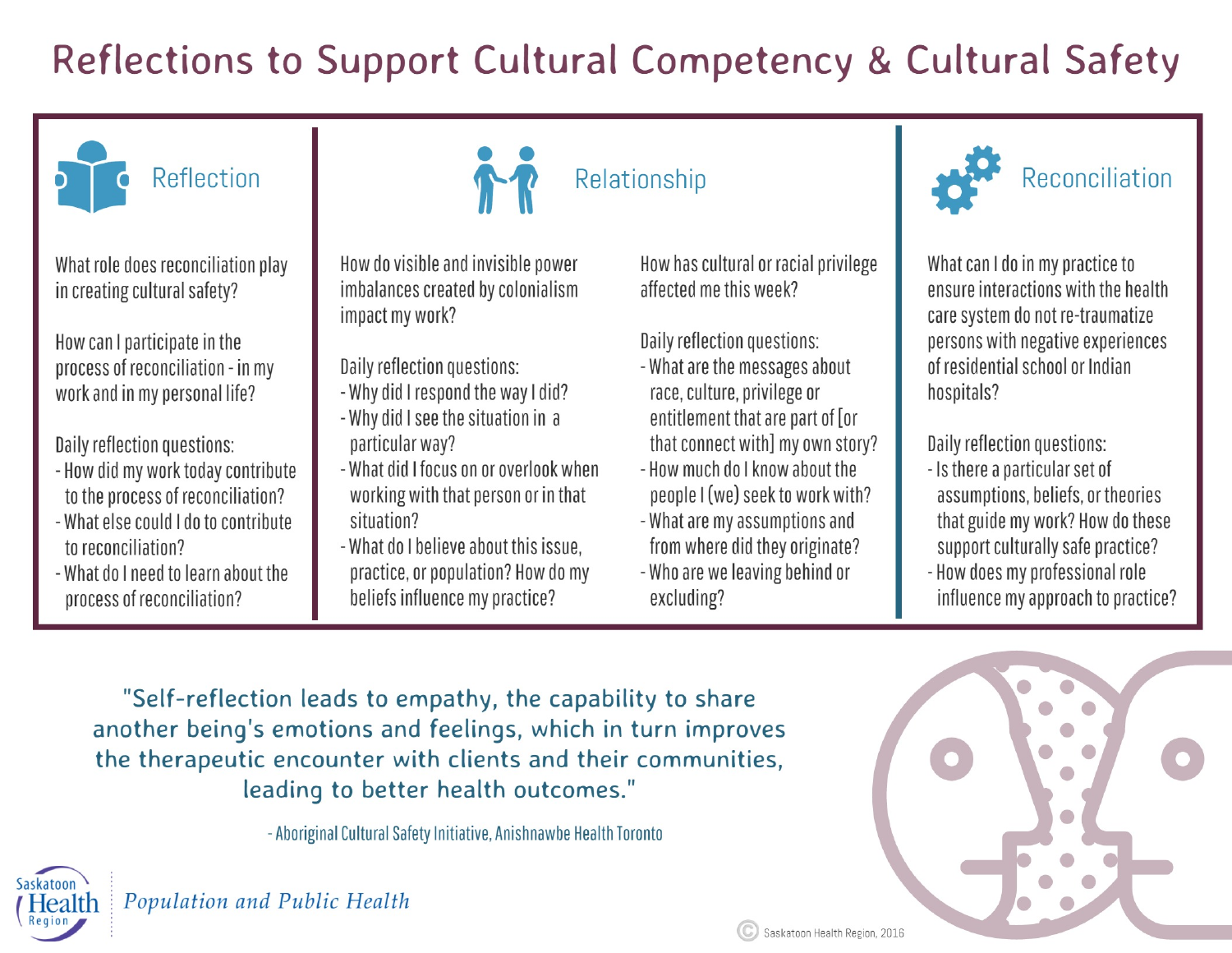# Reflections to Support Cultural Competency & Cultural Safety

## Reflection

What role does reconciliation play in creating cultural safety?

How can I participate in the process of reconciliation - in my work and in my personal life?

Daily reflection questions:

- How did my work today contribute to the process of reconciliation?
- What else could I do to contribute to reconciliation?
- What do I need to learn about the process of reconciliation?

## Relationship

How do visible and invisible power imbalances created by colonialism impact my work?

Daily reflection questions:

- Why did I respond the way I did?
- Why did I see the situation in a particular way?
- What did I focus on or overlook when working with that person or in that situation?
- What do I believe about this issue, practice, or population? How do my beliefs influence my practice?

How has cultural or racial privilege affected me this week?

Daily reflection questions:

- What are the messages about race, culture, privilege or entitlement that are part of [or that connect with] my own story?
- How much do I know about the people I (we) seek to work with?
- What are my assumptions and from where did they originate?
- Who are we leaving behind or excluding?

## Reconciliation

What can I do in my practice to ensure interactions with the health care system do not re-traumatize persons with negative experiences of residential school or Indian hospitals?

Daily reflection questions:

- Is there a particular set of assumptions, beliefs, or theories that guide my work? How do these support culturally safe practice?
- How does my professional role influence my approach to practice?

"Self-reflection leads to empathy, the capability to share another being's emotions and feelings, which in turn improves the therapeutic encounter with clients and their communities, leading to better health outcomes."

- Aboriginal Cultural Safety Initiative, Anishnawbe Health Toronto

Saskatoon Health Region

*Population and Public Health*

© Saskatoon Health Region, 2016